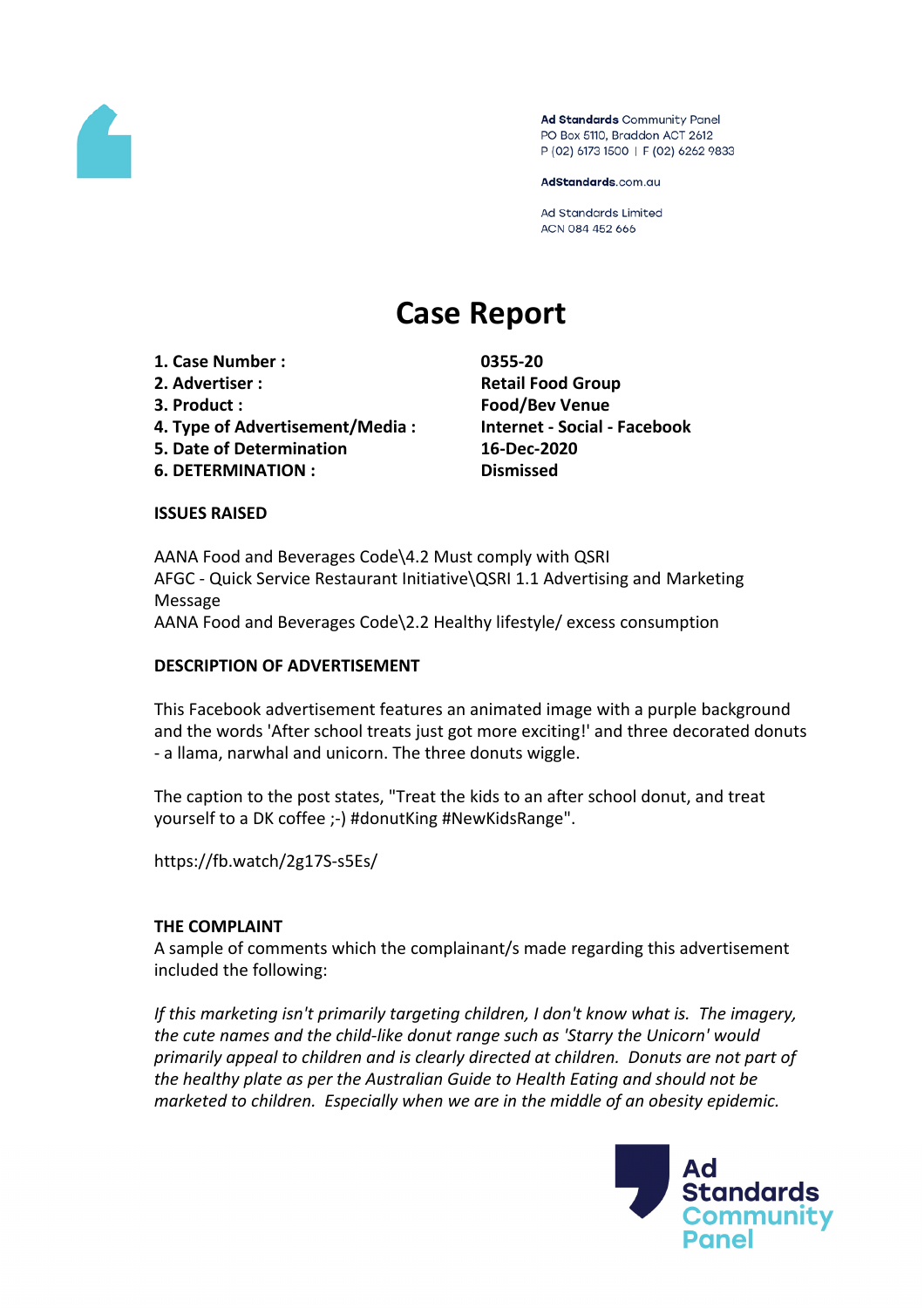Ad Standards Community Panel
PO Box 5110, Braddon ACT 2612
P (02) 6173 1500 | F (02) 6262 9833

AdStandards.com.au

Ad Standards Limited
ACN 084 452 666

# Case Report

| | |
|---|---|
| **1. Case Number :** | **0355-20** |
| **2. Advertiser :** | **Retail Food Group** |
| **3. Product :** | **Food/Bev Venue** |
| **4. Type of Advertisement/Media :** | **Internet - Social - Facebook** |
| **5. Date of Determination** | **16-Dec-2020** |
| **6. DETERMINATION :** | **Dismissed** |

## ISSUES RAISED

AANA Food and Beverages Code\4.2 Must comply with QSRI
AFGC - Quick Service Restaurant Initiative\QSRI 1.1 Advertising and Marketing Message
AANA Food and Beverages Code\2.2 Healthy lifestyle/ excess consumption

## DESCRIPTION OF ADVERTISEMENT

This Facebook advertisement features an animated image with a purple background and the words 'After school treats just got more exciting!' and three decorated donuts - a llama, narwhal and unicorn. The three donuts wiggle.

The caption to the post states, "Treat the kids to an after school donut, and treat yourself to a DK coffee ;-) #donutKing #NewKidsRange".

https://fb.watch/2g17S-s5Es/

## THE COMPLAINT

A sample of comments which the complainant/s made regarding this advertisement included the following:

*If this marketing isn't primarily targeting children, I don't know what is. The imagery, the cute names and the child-like donut range such as 'Starry the Unicorn' would primarily appeal to children and is clearly directed at children. Donuts are not part of the healthy plate as per the Australian Guide to Health Eating and should not be marketed to children. Especially when we are in the middle of an obesity epidemic.*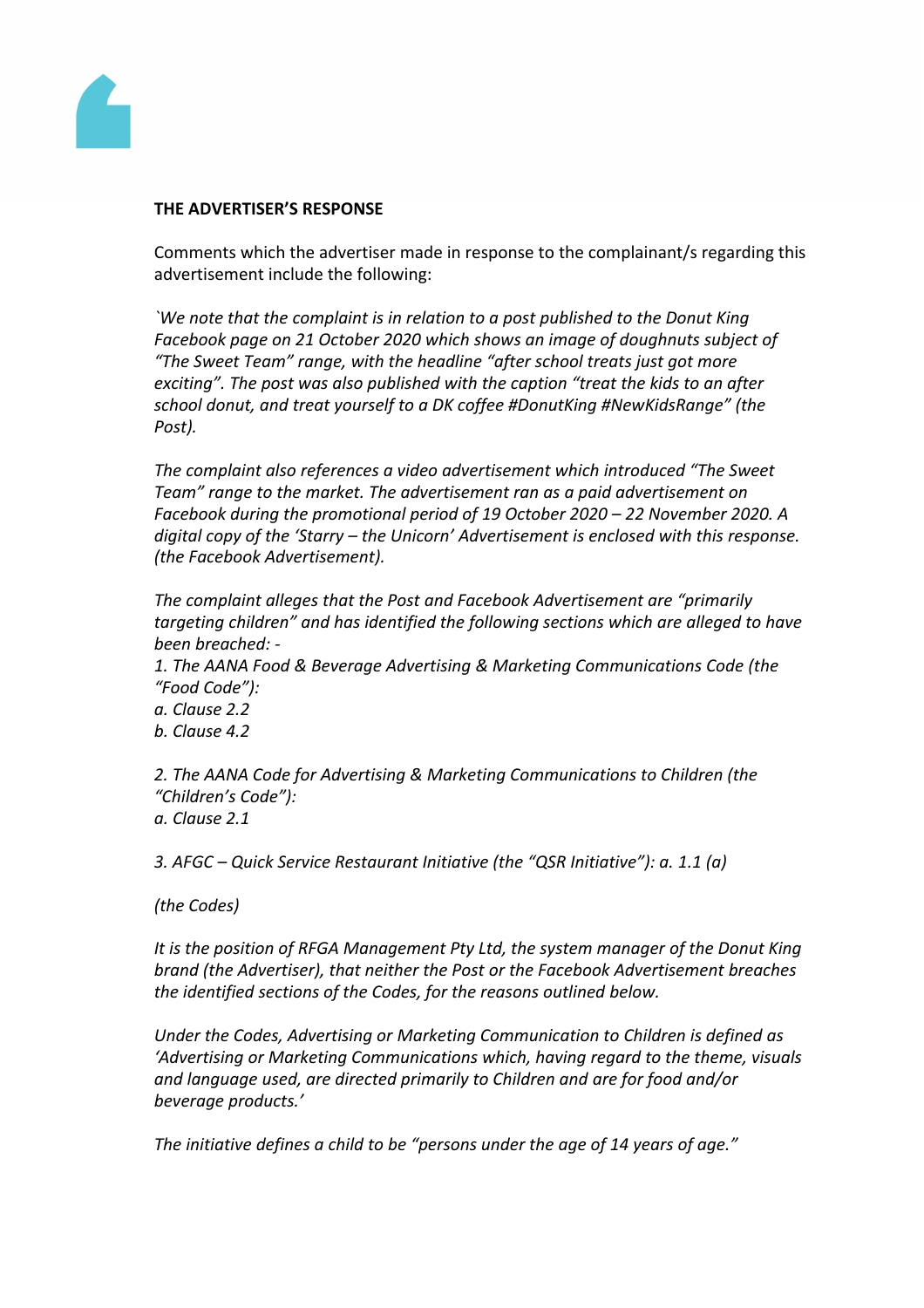**THE ADVERTISER'S RESPONSE**

Comments which the advertiser made in response to the complainant/s regarding this advertisement include the following:

*`We note that the complaint is in relation to a post published to the Donut King Facebook page on 21 October 2020 which shows an image of doughnuts subject of "The Sweet Team" range, with the headline "after school treats just got more exciting". The post was also published with the caption "treat the kids to an after school donut, and treat yourself to a DK coffee #DonutKing #NewKidsRange" (the Post).*

*The complaint also references a video advertisement which introduced "The Sweet Team" range to the market. The advertisement ran as a paid advertisement on Facebook during the promotional period of 19 October 2020 – 22 November 2020. A digital copy of the 'Starry – the Unicorn' Advertisement is enclosed with this response. (the Facebook Advertisement).*

*The complaint alleges that the Post and Facebook Advertisement are "primarily targeting children" and has identified the following sections which are alleged to have been breached: -*

*1. The AANA Food & Beverage Advertising & Marketing Communications Code (the "Food Code"):*
*a. Clause 2.2*
*b. Clause 4.2*

*2. The AANA Code for Advertising & Marketing Communications to Children (the "Children's Code"):*
*a. Clause 2.1*

*3. AFGC – Quick Service Restaurant Initiative (the "QSR Initiative"): a. 1.1 (a)*

*(the Codes)*

*It is the position of RFGA Management Pty Ltd, the system manager of the Donut King brand (the Advertiser), that neither the Post or the Facebook Advertisement breaches the identified sections of the Codes, for the reasons outlined below.*

*Under the Codes, Advertising or Marketing Communication to Children is defined as 'Advertising or Marketing Communications which, having regard to the theme, visuals and language used, are directed primarily to Children and are for food and/or beverage products.'*

*The initiative defines a child to be "persons under the age of 14 years of age."*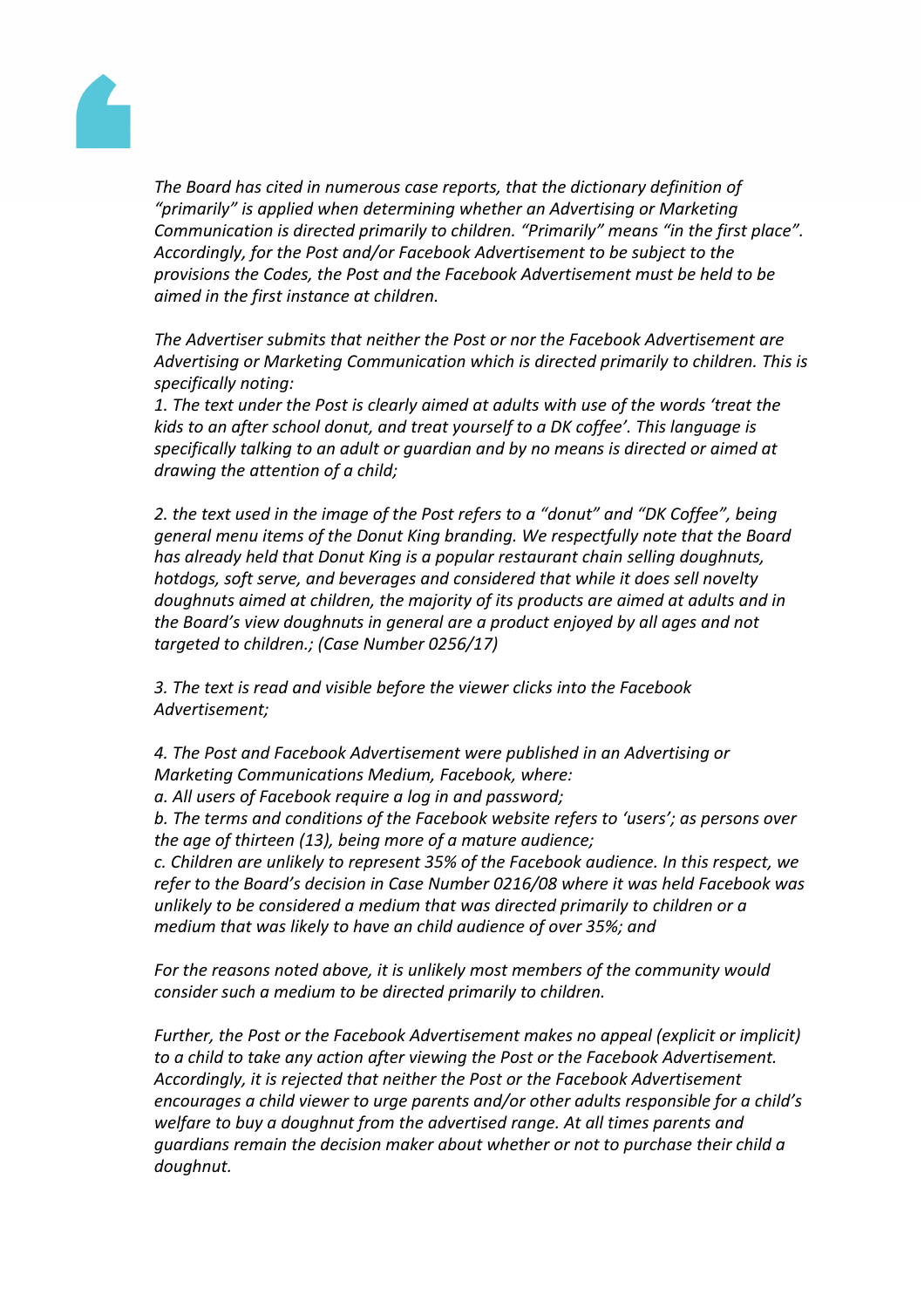*The Board has cited in numerous case reports, that the dictionary definition of “primarily” is applied when determining whether an Advertising or Marketing Communication is directed primarily to children. “Primarily” means “in the first place”. Accordingly, for the Post and/or Facebook Advertisement to be subject to the provisions the Codes, the Post and the Facebook Advertisement must be held to be aimed in the first instance at children.*

*The Advertiser submits that neither the Post or nor the Facebook Advertisement are Advertising or Marketing Communication which is directed primarily to children. This is specifically noting:*

*1. The text under the Post is clearly aimed at adults with use of the words ‘treat the kids to an after school donut, and treat yourself to a DK coffee’. This language is specifically talking to an adult or guardian and by no means is directed or aimed at drawing the attention of a child;*

*2. the text used in the image of the Post refers to a “donut” and “DK Coffee”, being general menu items of the Donut King branding. We respectfully note that the Board has already held that Donut King is a popular restaurant chain selling doughnuts, hotdogs, soft serve, and beverages and considered that while it does sell novelty doughnuts aimed at children, the majority of its products are aimed at adults and in the Board’s view doughnuts in general are a product enjoyed by all ages and not targeted to children.; (Case Number 0256/17)*

*3. The text is read and visible before the viewer clicks into the Facebook Advertisement;*

*4. The Post and Facebook Advertisement were published in an Advertising or Marketing Communications Medium, Facebook, where:*

*a. All users of Facebook require a log in and password;*

*b. The terms and conditions of the Facebook website refers to ‘users’; as persons over the age of thirteen (13), being more of a mature audience;*

*c. Children are unlikely to represent 35% of the Facebook audience. In this respect, we refer to the Board’s decision in Case Number 0216/08 where it was held Facebook was unlikely to be considered a medium that was directed primarily to children or a medium that was likely to have an child audience of over 35%; and*

*For the reasons noted above, it is unlikely most members of the community would consider such a medium to be directed primarily to children.*

*Further, the Post or the Facebook Advertisement makes no appeal (explicit or implicit) to a child to take any action after viewing the Post or the Facebook Advertisement. Accordingly, it is rejected that neither the Post or the Facebook Advertisement encourages a child viewer to urge parents and/or other adults responsible for a child’s welfare to buy a doughnut from the advertised range. At all times parents and guardians remain the decision maker about whether or not to purchase their child a doughnut.*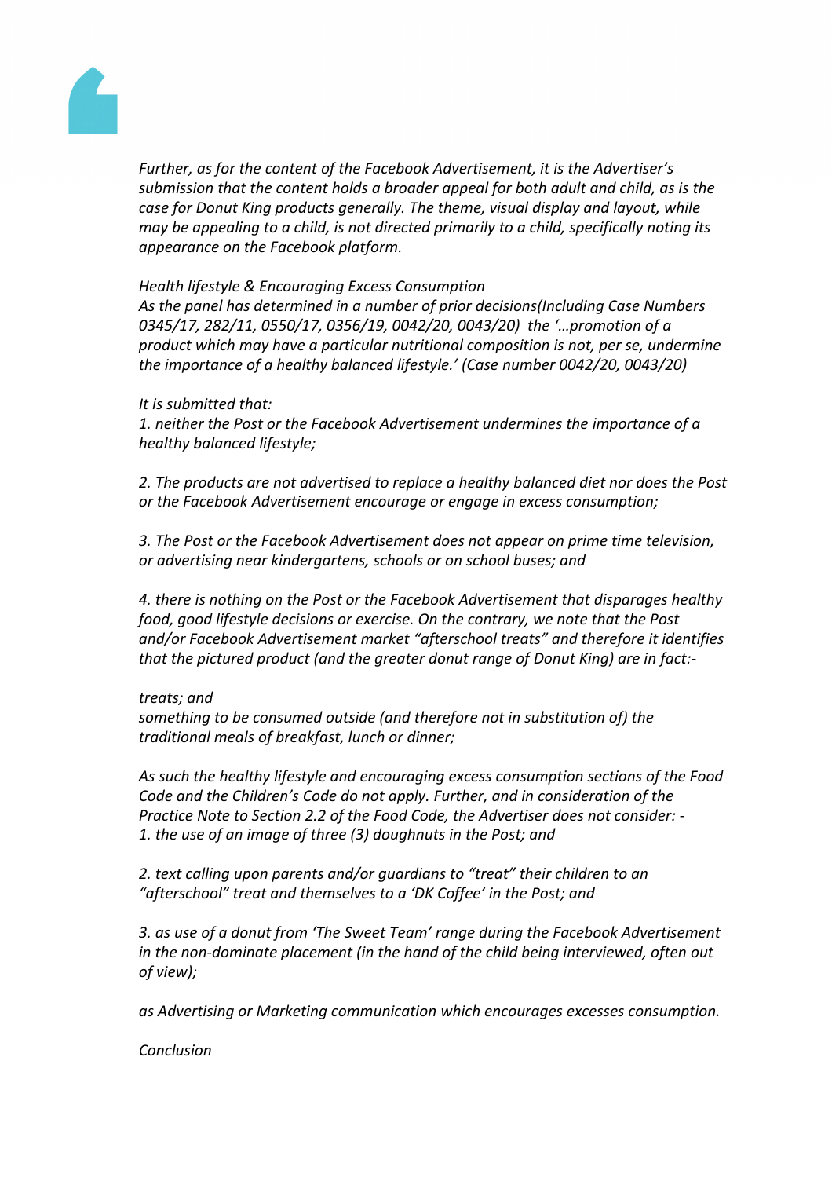*Further, as for the content of the Facebook Advertisement, it is the Advertiser's submission that the content holds a broader appeal for both adult and child, as is the case for Donut King products generally. The theme, visual display and layout, while may be appealing to a child, is not directed primarily to a child, specifically noting its appearance on the Facebook platform.*

*Health lifestyle & Encouraging Excess Consumption*
*As the panel has determined in a number of prior decisions(Including Case Numbers 0345/17, 282/11, 0550/17, 0356/19, 0042/20, 0043/20) the '…promotion of a product which may have a particular nutritional composition is not, per se, undermine the importance of a healthy balanced lifestyle.' (Case number 0042/20, 0043/20)*

*It is submitted that:*
*1. neither the Post or the Facebook Advertisement undermines the importance of a healthy balanced lifestyle;*

*2. The products are not advertised to replace a healthy balanced diet nor does the Post or the Facebook Advertisement encourage or engage in excess consumption;*

*3. The Post or the Facebook Advertisement does not appear on prime time television, or advertising near kindergartens, schools or on school buses; and*

*4. there is nothing on the Post or the Facebook Advertisement that disparages healthy food, good lifestyle decisions or exercise. On the contrary, we note that the Post and/or Facebook Advertisement market "afterschool treats" and therefore it identifies that the pictured product (and the greater donut range of Donut King) are in fact:-*

*treats; and*
*something to be consumed outside (and therefore not in substitution of) the traditional meals of breakfast, lunch or dinner;*

*As such the healthy lifestyle and encouraging excess consumption sections of the Food Code and the Children's Code do not apply. Further, and in consideration of the Practice Note to Section 2.2 of the Food Code, the Advertiser does not consider: -*
*1. the use of an image of three (3) doughnuts in the Post; and*

*2. text calling upon parents and/or guardians to "treat" their children to an "afterschool" treat and themselves to a 'DK Coffee' in the Post; and*

*3. as use of a donut from 'The Sweet Team' range during the Facebook Advertisement in the non-dominate placement (in the hand of the child being interviewed, often out of view);*

*as Advertising or Marketing communication which encourages excesses consumption.*

*Conclusion*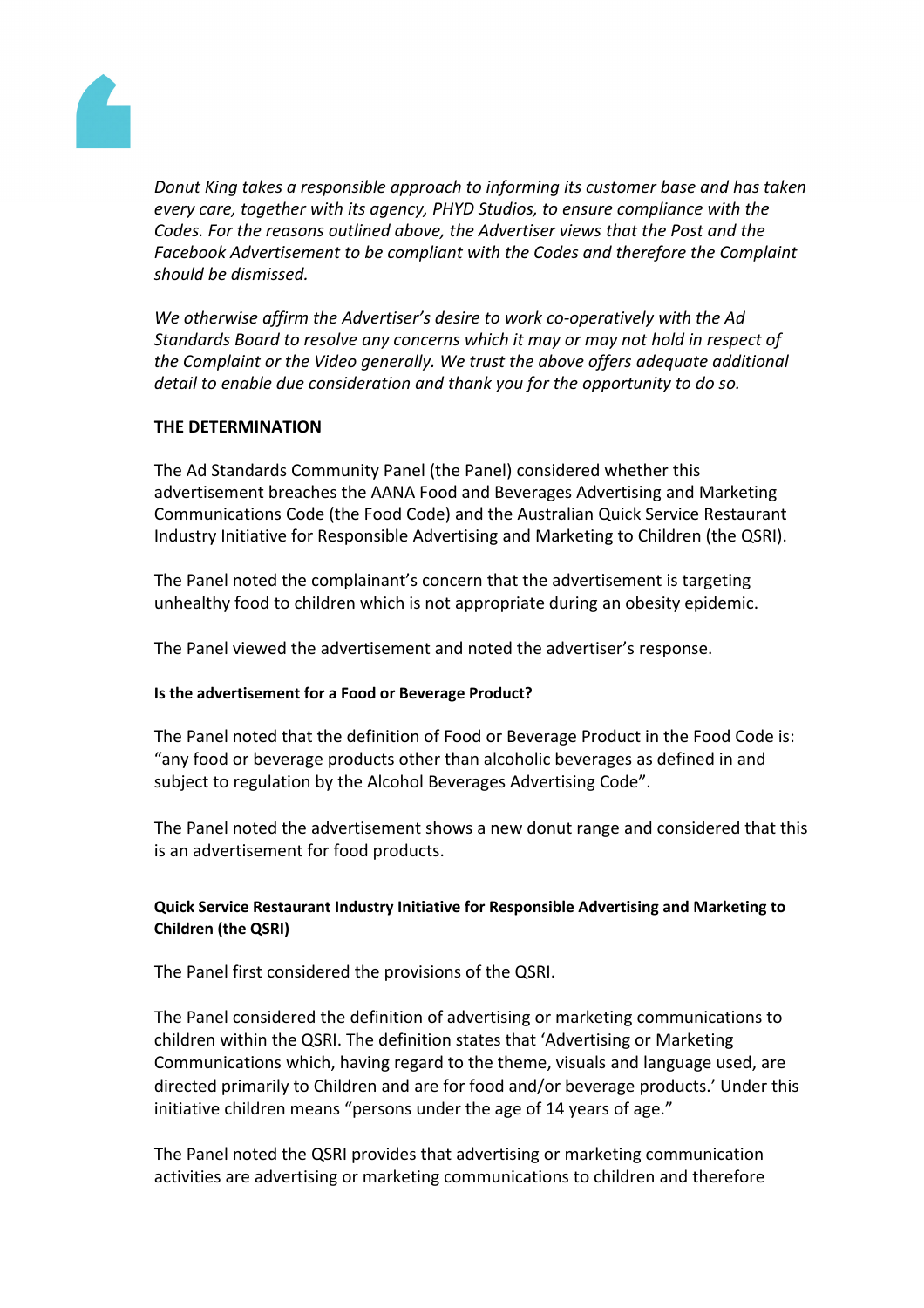*Donut King takes a responsible approach to informing its customer base and has taken every care, together with its agency, PHYD Studios, to ensure compliance with the Codes. For the reasons outlined above, the Advertiser views that the Post and the Facebook Advertisement to be compliant with the Codes and therefore the Complaint should be dismissed.*

*We otherwise affirm the Advertiser's desire to work co-operatively with the Ad Standards Board to resolve any concerns which it may or may not hold in respect of the Complaint or the Video generally. We trust the above offers adequate additional detail to enable due consideration and thank you for the opportunity to do so.*

**THE DETERMINATION**

The Ad Standards Community Panel (the Panel) considered whether this advertisement breaches the AANA Food and Beverages Advertising and Marketing Communications Code (the Food Code) and the Australian Quick Service Restaurant Industry Initiative for Responsible Advertising and Marketing to Children (the QSRI).

The Panel noted the complainant's concern that the advertisement is targeting unhealthy food to children which is not appropriate during an obesity epidemic.

The Panel viewed the advertisement and noted the advertiser's response.

**Is the advertisement for a Food or Beverage Product?**

The Panel noted that the definition of Food or Beverage Product in the Food Code is: "any food or beverage products other than alcoholic beverages as defined in and subject to regulation by the Alcohol Beverages Advertising Code".

The Panel noted the advertisement shows a new donut range and considered that this is an advertisement for food products.

**Quick Service Restaurant Industry Initiative for Responsible Advertising and Marketing to Children (the QSRI)**

The Panel first considered the provisions of the QSRI.

The Panel considered the definition of advertising or marketing communications to children within the QSRI. The definition states that 'Advertising or Marketing Communications which, having regard to the theme, visuals and language used, are directed primarily to Children and are for food and/or beverage products.' Under this initiative children means "persons under the age of 14 years of age."

The Panel noted the QSRI provides that advertising or marketing communication activities are advertising or marketing communications to children and therefore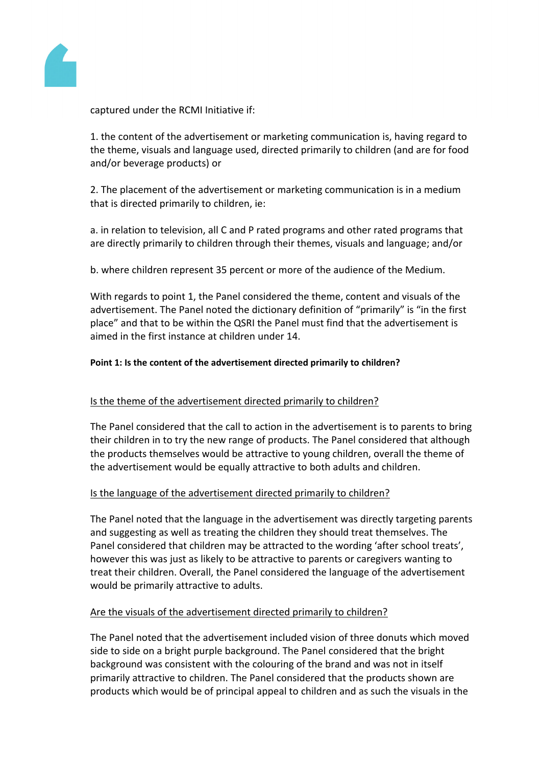captured under the RCMI Initiative if:

1. the content of the advertisement or marketing communication is, having regard to the theme, visuals and language used, directed primarily to children (and are for food and/or beverage products) or

2. The placement of the advertisement or marketing communication is in a medium that is directed primarily to children, ie:

a. in relation to television, all C and P rated programs and other rated programs that are directly primarily to children through their themes, visuals and language; and/or

b. where children represent 35 percent or more of the audience of the Medium.

With regards to point 1, the Panel considered the theme, content and visuals of the advertisement. The Panel noted the dictionary definition of "primarily" is "in the first place" and that to be within the QSRI the Panel must find that the advertisement is aimed in the first instance at children under 14.

**Point 1: Is the content of the advertisement directed primarily to children?**

<u>Is the theme of the advertisement directed primarily to children?</u>

The Panel considered that the call to action in the advertisement is to parents to bring their children in to try the new range of products. The Panel considered that although the products themselves would be attractive to young children, overall the theme of the advertisement would be equally attractive to both adults and children.

<u>Is the language of the advertisement directed primarily to children?</u>

The Panel noted that the language in the advertisement was directly targeting parents and suggesting as well as treating the children they should treat themselves. The Panel considered that children may be attracted to the wording 'after school treats', however this was just as likely to be attractive to parents or caregivers wanting to treat their children. Overall, the Panel considered the language of the advertisement would be primarily attractive to adults.

<u>Are the visuals of the advertisement directed primarily to children?</u>

The Panel noted that the advertisement included vision of three donuts which moved side to side on a bright purple background. The Panel considered that the bright background was consistent with the colouring of the brand and was not in itself primarily attractive to children. The Panel considered that the products shown are products which would be of principal appeal to children and as such the visuals in the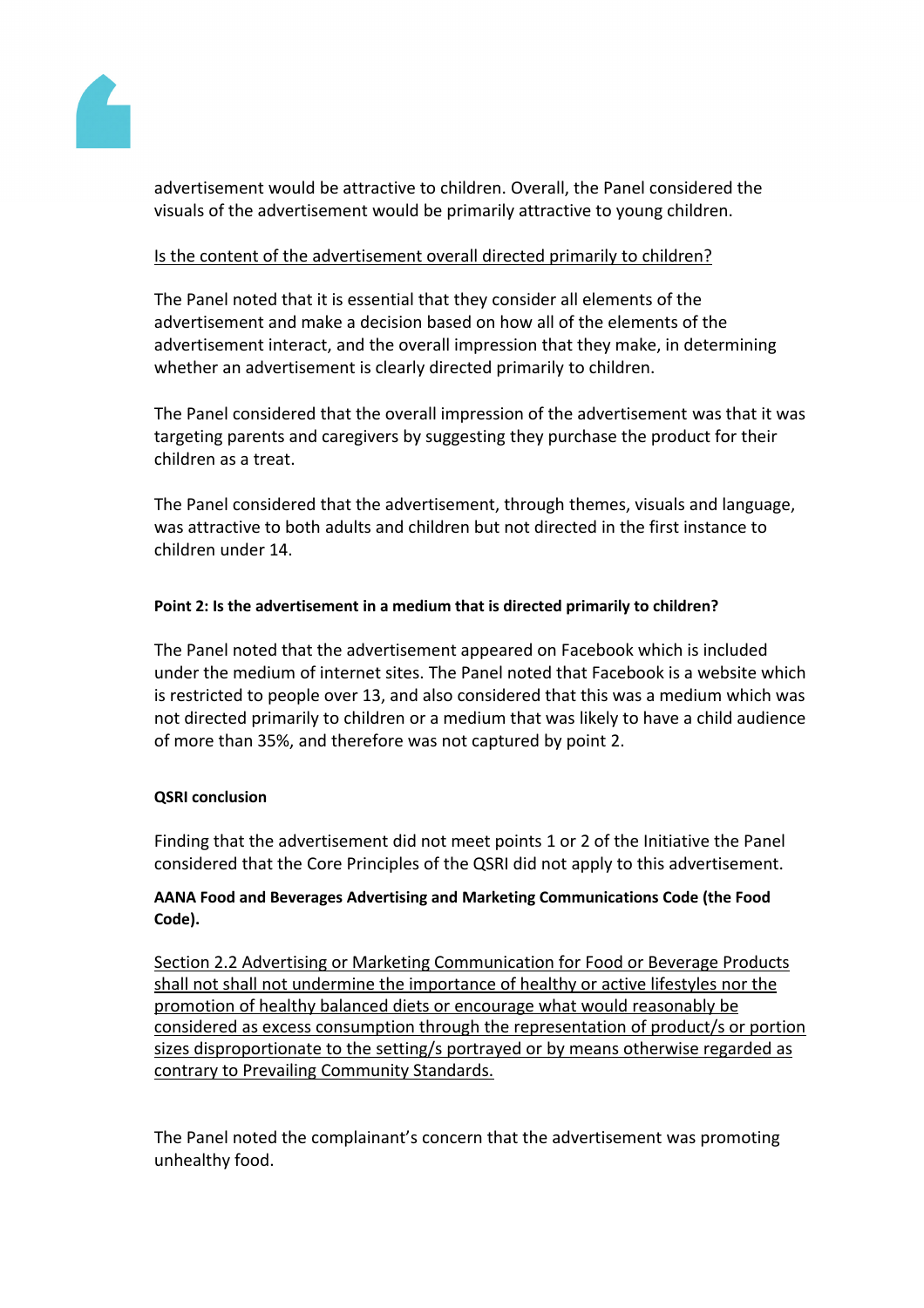advertisement would be attractive to children. Overall, the Panel considered the visuals of the advertisement would be primarily attractive to young children.

Is the content of the advertisement overall directed primarily to children?

The Panel noted that it is essential that they consider all elements of the advertisement and make a decision based on how all of the elements of the advertisement interact, and the overall impression that they make, in determining whether an advertisement is clearly directed primarily to children.

The Panel considered that the overall impression of the advertisement was that it was targeting parents and caregivers by suggesting they purchase the product for their children as a treat.

The Panel considered that the advertisement, through themes, visuals and language, was attractive to both adults and children but not directed in the first instance to children under 14.

**Point 2: Is the advertisement in a medium that is directed primarily to children?**

The Panel noted that the advertisement appeared on Facebook which is included under the medium of internet sites. The Panel noted that Facebook is a website which is restricted to people over 13, and also considered that this was a medium which was not directed primarily to children or a medium that was likely to have a child audience of more than 35%, and therefore was not captured by point 2.

**QSRI conclusion**

Finding that the advertisement did not meet points 1 or 2 of the Initiative the Panel considered that the Core Principles of the QSRI did not apply to this advertisement.

**AANA Food and Beverages Advertising and Marketing Communications Code (the Food Code).**

Section 2.2 Advertising or Marketing Communication for Food or Beverage Products shall not shall not undermine the importance of healthy or active lifestyles nor the promotion of healthy balanced diets or encourage what would reasonably be considered as excess consumption through the representation of product/s or portion sizes disproportionate to the setting/s portrayed or by means otherwise regarded as contrary to Prevailing Community Standards.

The Panel noted the complainant's concern that the advertisement was promoting unhealthy food.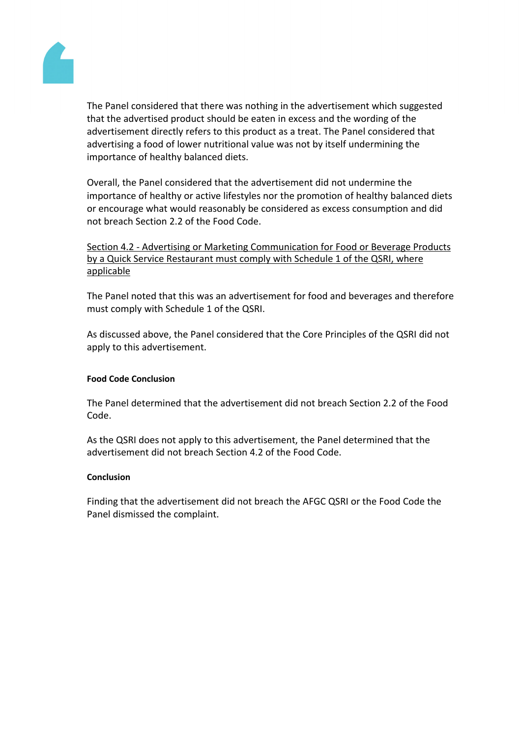The Panel considered that there was nothing in the advertisement which suggested that the advertised product should be eaten in excess and the wording of the advertisement directly refers to this product as a treat. The Panel considered that advertising a food of lower nutritional value was not by itself undermining the importance of healthy balanced diets.

Overall, the Panel considered that the advertisement did not undermine the importance of healthy or active lifestyles nor the promotion of healthy balanced diets or encourage what would reasonably be considered as excess consumption and did not breach Section 2.2 of the Food Code.

<u>Section 4.2 - Advertising or Marketing Communication for Food or Beverage Products by a Quick Service Restaurant must comply with Schedule 1 of the QSRI, where applicable</u>

The Panel noted that this was an advertisement for food and beverages and therefore must comply with Schedule 1 of the QSRI.

As discussed above, the Panel considered that the Core Principles of the QSRI did not apply to this advertisement.

**Food Code Conclusion**

The Panel determined that the advertisement did not breach Section 2.2 of the Food Code.

As the QSRI does not apply to this advertisement, the Panel determined that the advertisement did not breach Section 4.2 of the Food Code.

**Conclusion**

Finding that the advertisement did not breach the AFGC QSRI or the Food Code the Panel dismissed the complaint.